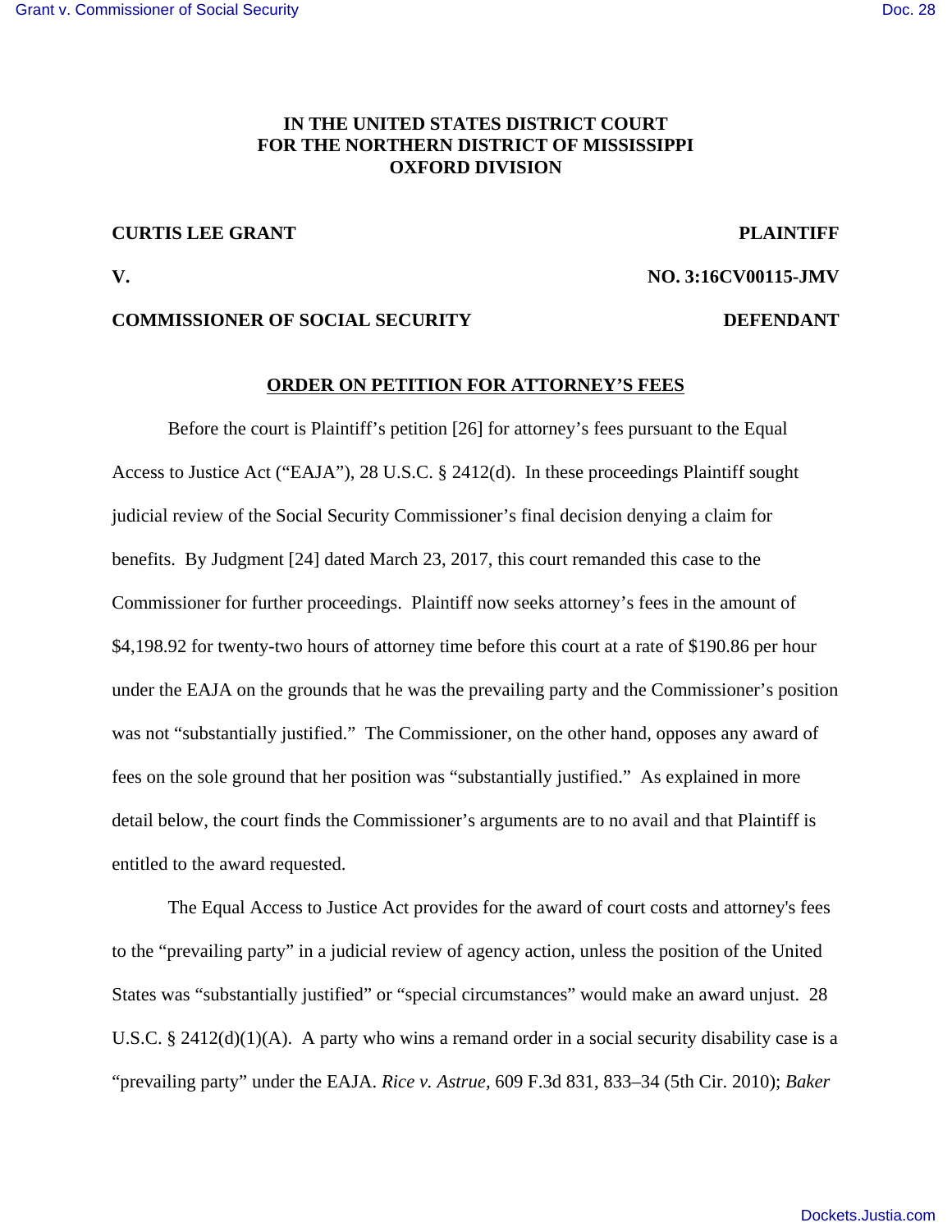**IN THE UNITED STATES DISTRICT COURT**
**FOR THE NORTHERN DISTRICT OF MISSISSIPPI**
**OXFORD DIVISION**

| | |
|---|---|
| **CURTIS LEE GRANT** | **PLAINTIFF** |
| **V.** | **NO. 3:16CV00115-JMV** |
| **COMMISSIONER OF SOCIAL SECURITY** | **DEFENDANT** |

**ORDER ON PETITION FOR ATTORNEY'S FEES**

Before the court is Plaintiff's petition [26] for attorney's fees pursuant to the Equal Access to Justice Act ("EAJA"), 28 U.S.C. § 2412(d). In these proceedings Plaintiff sought judicial review of the Social Security Commissioner's final decision denying a claim for benefits. By Judgment [24] dated March 23, 2017, this court remanded this case to the Commissioner for further proceedings. Plaintiff now seeks attorney's fees in the amount of $4,198.92 for twenty-two hours of attorney time before this court at a rate of $190.86 per hour under the EAJA on the grounds that he was the prevailing party and the Commissioner's position was not "substantially justified." The Commissioner, on the other hand, opposes any award of fees on the sole ground that her position was "substantially justified." As explained in more detail below, the court finds the Commissioner's arguments are to no avail and that Plaintiff is entitled to the award requested.

The Equal Access to Justice Act provides for the award of court costs and attorney's fees to the "prevailing party" in a judicial review of agency action, unless the position of the United States was "substantially justified" or "special circumstances" would make an award unjust. 28 U.S.C. § 2412(d)(1)(A). A party who wins a remand order in a social security disability case is a "prevailing party" under the EAJA. *Rice v. Astrue*, 609 F.3d 831, 833–34 (5th Cir. 2010); *Baker*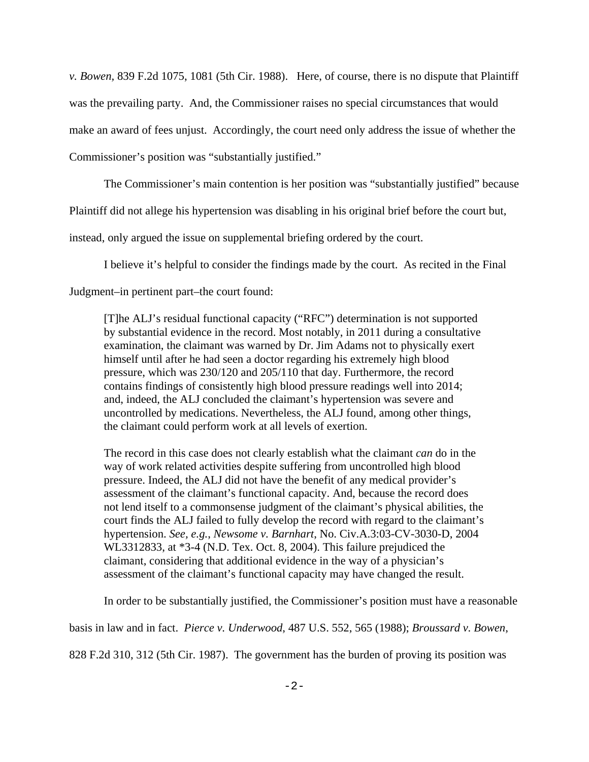*v. Bowen*, 839 F.2d 1075, 1081 (5th Cir. 1988). Here, of course, there is no dispute that Plaintiff was the prevailing party. And, the Commissioner raises no special circumstances that would make an award of fees unjust. Accordingly, the court need only address the issue of whether the Commissioner's position was "substantially justified."

The Commissioner's main contention is her position was "substantially justified" because Plaintiff did not allege his hypertension was disabling in his original brief before the court but, instead, only argued the issue on supplemental briefing ordered by the court.

I believe it's helpful to consider the findings made by the court. As recited in the Final Judgment–in pertinent part–the court found:

> [T]he ALJ's residual functional capacity ("RFC") determination is not supported by substantial evidence in the record. Most notably, in 2011 during a consultative examination, the claimant was warned by Dr. Jim Adams not to physically exert himself until after he had seen a doctor regarding his extremely high blood pressure, which was 230/120 and 205/110 that day. Furthermore, the record contains findings of consistently high blood pressure readings well into 2014; and, indeed, the ALJ concluded the claimant's hypertension was severe and uncontrolled by medications. Nevertheless, the ALJ found, among other things, the claimant could perform work at all levels of exertion.
>
> The record in this case does not clearly establish what the claimant *can* do in the way of work related activities despite suffering from uncontrolled high blood pressure. Indeed, the ALJ did not have the benefit of any medical provider's assessment of the claimant's functional capacity. And, because the record does not lend itself to a commonsense judgment of the claimant's physical abilities, the court finds the ALJ failed to fully develop the record with regard to the claimant's hypertension. *See, e.g.*, *Newsome v. Barnhart*, No. Civ.A.3:03-CV-3030-D, 2004 WL3312833, at *3-4 (N.D. Tex. Oct. 8, 2004). This failure prejudiced the claimant, considering that additional evidence in the way of a physician's assessment of the claimant's functional capacity may have changed the result.

In order to be substantially justified, the Commissioner's position must have a reasonable basis in law and in fact. *Pierce v. Underwood*, 487 U.S. 552, 565 (1988); *Broussard v. Bowen*, 828 F.2d 310, 312 (5th Cir. 1987). The government has the burden of proving its position was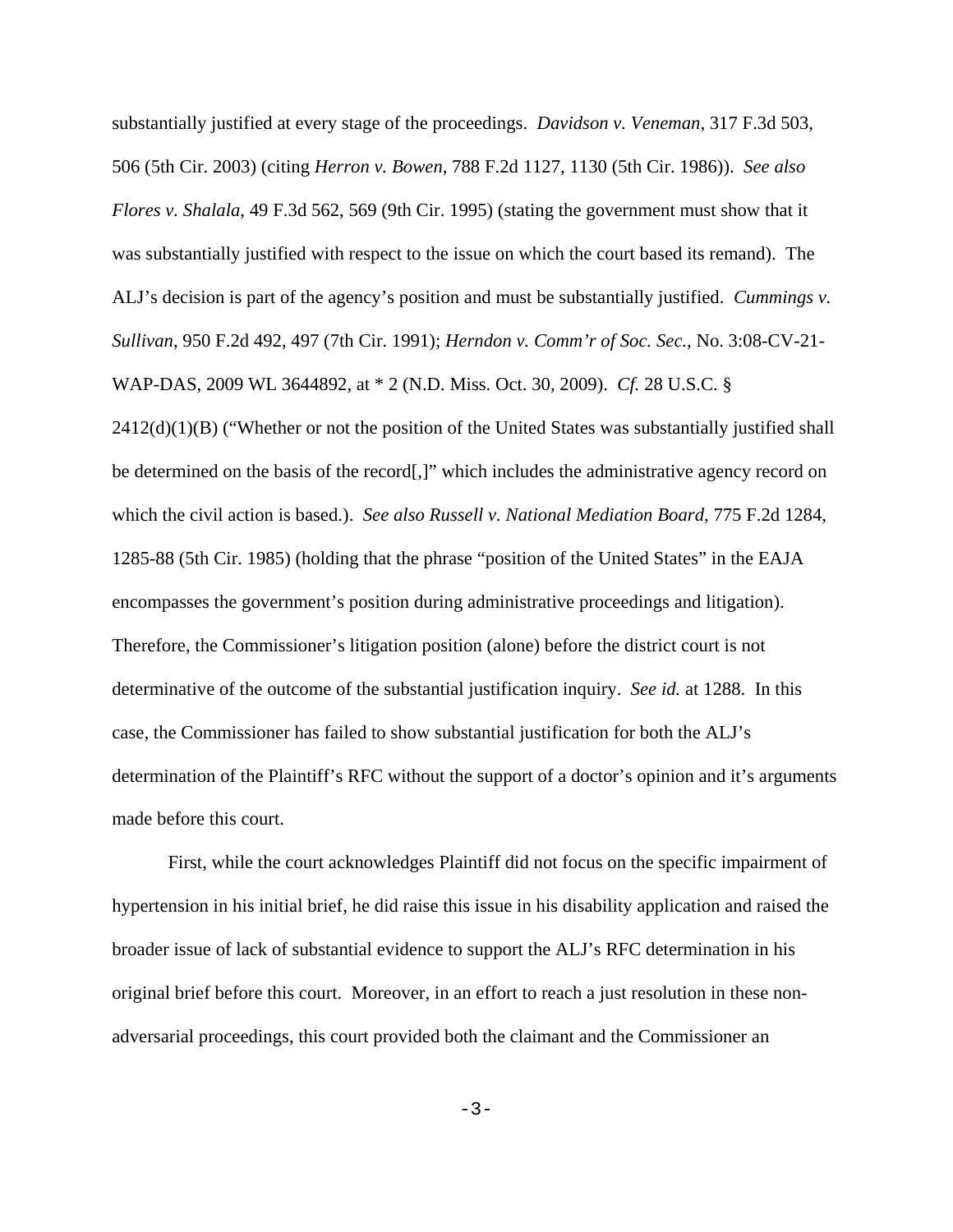substantially justified at every stage of the proceedings. *Davidson v. Veneman*, 317 F.3d 503, 506 (5th Cir. 2003) (citing *Herron v. Bowen*, 788 F.2d 1127, 1130 (5th Cir. 1986)). *See also Flores v. Shalala*, 49 F.3d 562, 569 (9th Cir. 1995) (stating the government must show that it was substantially justified with respect to the issue on which the court based its remand). The ALJ's decision is part of the agency's position and must be substantially justified. *Cummings v. Sullivan*, 950 F.2d 492, 497 (7th Cir. 1991); *Herndon v. Comm'r of Soc. Sec.*, No. 3:08-CV-21-WAP-DAS, 2009 WL 3644892, at * 2 (N.D. Miss. Oct. 30, 2009). *Cf.* 28 U.S.C. § 2412(d)(1)(B) ("Whether or not the position of the United States was substantially justified shall be determined on the basis of the record[,]" which includes the administrative agency record on which the civil action is based.). *See also Russell v. National Mediation Board*, 775 F.2d 1284, 1285-88 (5th Cir. 1985) (holding that the phrase "position of the United States" in the EAJA encompasses the government's position during administrative proceedings and litigation). Therefore, the Commissioner's litigation position (alone) before the district court is not determinative of the outcome of the substantial justification inquiry. *See id.* at 1288. In this case, the Commissioner has failed to show substantial justification for both the ALJ's determination of the Plaintiff's RFC without the support of a doctor's opinion and it's arguments made before this court.

First, while the court acknowledges Plaintiff did not focus on the specific impairment of hypertension in his initial brief, he did raise this issue in his disability application and raised the broader issue of lack of substantial evidence to support the ALJ's RFC determination in his original brief before this court. Moreover, in an effort to reach a just resolution in these non-adversarial proceedings, this court provided both the claimant and the Commissioner an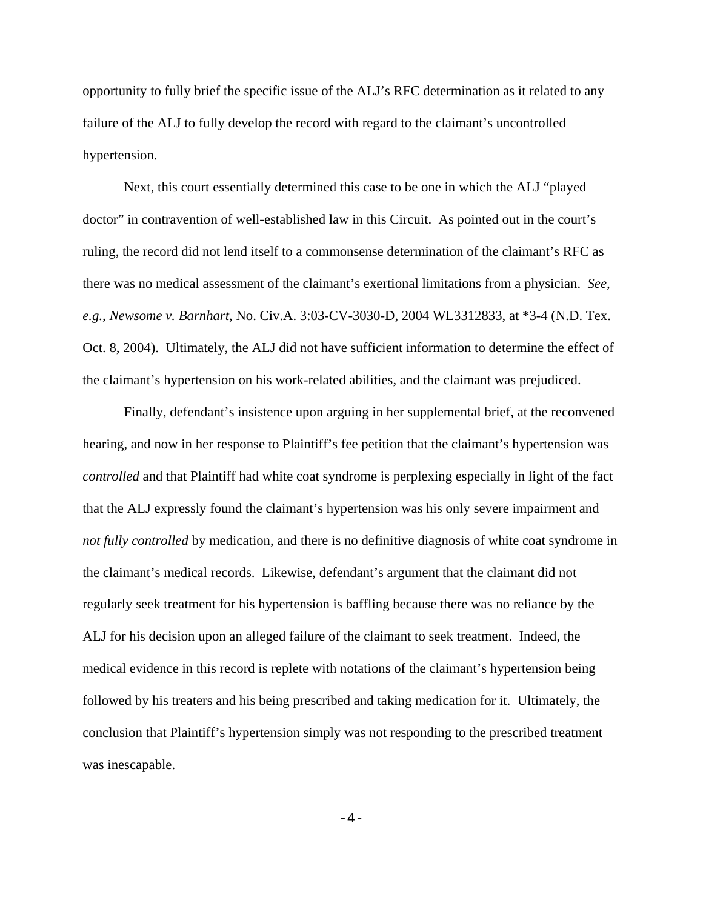opportunity to fully brief the specific issue of the ALJ's RFC determination as it related to any failure of the ALJ to fully develop the record with regard to the claimant's uncontrolled hypertension.

Next, this court essentially determined this case to be one in which the ALJ "played doctor" in contravention of well-established law in this Circuit. As pointed out in the court's ruling, the record did not lend itself to a commonsense determination of the claimant's RFC as there was no medical assessment of the claimant's exertional limitations from a physician. *See, e.g.*, *Newsome v. Barnhart*, No. Civ.A. 3:03-CV-3030-D, 2004 WL3312833, at *3-4 (N.D. Tex. Oct. 8, 2004). Ultimately, the ALJ did not have sufficient information to determine the effect of the claimant's hypertension on his work-related abilities, and the claimant was prejudiced.

Finally, defendant's insistence upon arguing in her supplemental brief, at the reconvened hearing, and now in her response to Plaintiff's fee petition that the claimant's hypertension was *controlled* and that Plaintiff had white coat syndrome is perplexing especially in light of the fact that the ALJ expressly found the claimant's hypertension was his only severe impairment and *not fully controlled* by medication, and there is no definitive diagnosis of white coat syndrome in the claimant's medical records. Likewise, defendant's argument that the claimant did not regularly seek treatment for his hypertension is baffling because there was no reliance by the ALJ for his decision upon an alleged failure of the claimant to seek treatment. Indeed, the medical evidence in this record is replete with notations of the claimant's hypertension being followed by his treaters and his being prescribed and taking medication for it. Ultimately, the conclusion that Plaintiff's hypertension simply was not responding to the prescribed treatment was inescapable.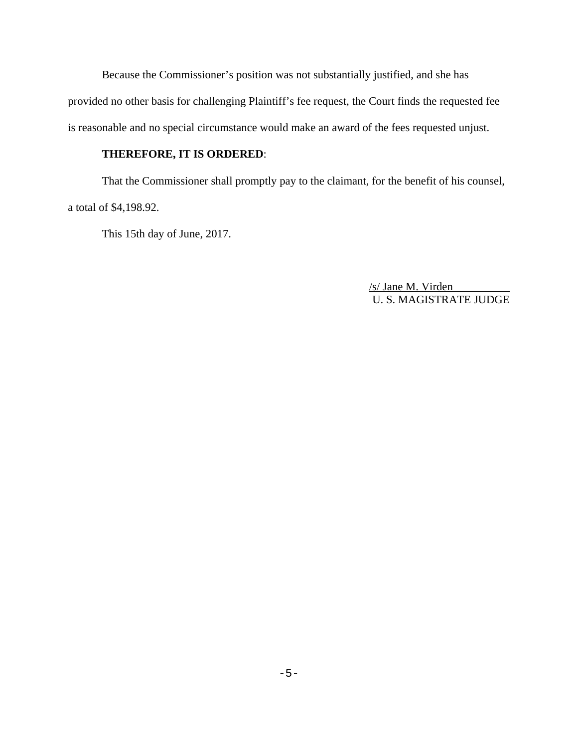Because the Commissioner's position was not substantially justified, and she has provided no other basis for challenging Plaintiff's fee request, the Court finds the requested fee is reasonable and no special circumstance would make an award of the fees requested unjust.

**THEREFORE, IT IS ORDERED**:

That the Commissioner shall promptly pay to the claimant, for the benefit of his counsel, a total of $4,198.92.

This 15th day of June, 2017.

/s/ Jane M. Virden
U. S. MAGISTRATE JUDGE